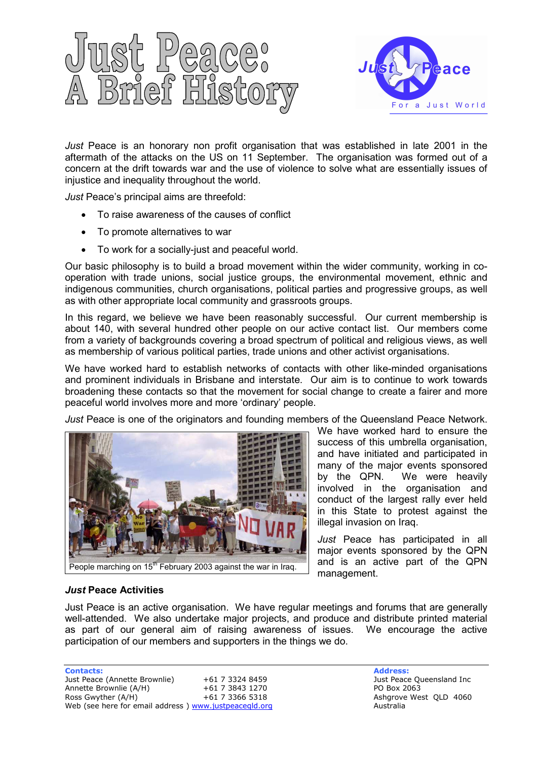# Just Peace: A Brief History

*Just* Peace is an honorary non profit organisation that was established in late 2001 in the aftermath of the attacks on the US on 11 September. The organisation was formed out of a concern at the drift towards war and the use of violence to solve what are essentially issues of injustice and inequality throughout the world.

*Just* Peace's principal aims are threefold:

- To raise awareness of the causes of conflict
- To promote alternatives to war
- To work for a socially-just and peaceful world.

Our basic philosophy is to build a broad movement within the wider community, working in co-operation with trade unions, social justice groups, the environmental movement, ethnic and indigenous communities, church organisations, political parties and progressive groups, as well as with other appropriate local community and grassroots groups.

In this regard, we believe we have been reasonably successful. Our current membership is about 140, with several hundred other people on our active contact list. Our members come from a variety of backgrounds covering a broad spectrum of political and religious views, as well as membership of various political parties, trade unions and other activist organisations.

We have worked hard to establish networks of contacts with other like-minded organisations and prominent individuals in Brisbane and interstate. Our aim is to continue to work towards broadening these contacts so that the movement for social change to create a fairer and more peaceful world involves more and more 'ordinary' people.

*Just* Peace is one of the originators and founding members of the Queensland Peace Network. We have worked hard to ensure the success of this umbrella organisation, and have initiated and participated in many of the major events sponsored by the QPN. We were heavily involved in the organisation and conduct of the largest rally ever held in this State to protest against the illegal invasion on Iraq.

People marching on 15th February 2003 against the war in Iraq.

*Just* Peace has participated in all major events sponsored by the QPN and is an active part of the QPN management.

### *Just* Peace Activities

Just Peace is an active organisation. We have regular meetings and forums that are generally well-attended. We also undertake major projects, and produce and distribute printed material as part of our general aim of raising awareness of issues. We encourage the active participation of our members and supporters in the things we do.

**Contacts:**
Just Peace (Annette Brownlie) +61 7 3324 8459
Annette Brownlie (A/H) +61 7 3843 1270
Ross Gwyther (A/H) +61 7 3366 5318
Web (see here for email address ) www.justpeaceqld.org

**Address:**
Just Peace Queensland Inc
PO Box 2063
Ashgrove West QLD 4060
Australia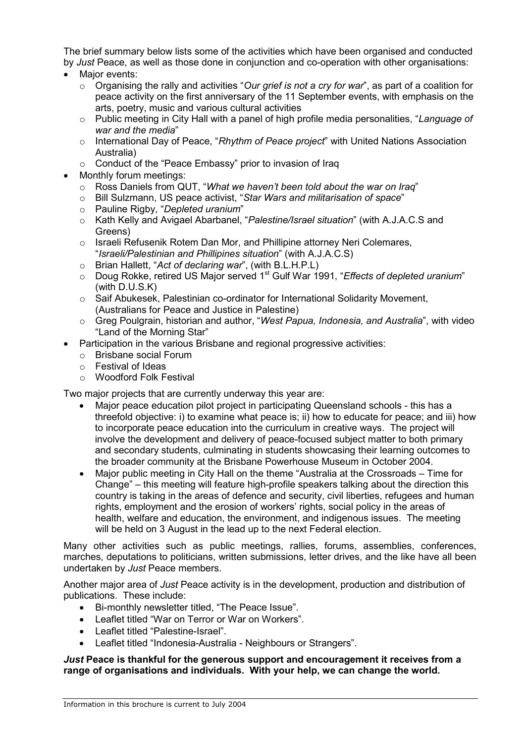The brief summary below lists some of the activities which have been organised and conducted by *Just* Peace, as well as those done in conjunction and co-operation with other organisations:

- Major events:
  - Organising the rally and activities "*Our grief is not a cry for war*", as part of a coalition for peace activity on the first anniversary of the 11 September events, with emphasis on the arts, poetry, music and various cultural activities
  - Public meeting in City Hall with a panel of high profile media personalities, "*Language of war and the media*"
  - International Day of Peace, "*Rhythm of Peace project*" with United Nations Association Australia)
  - Conduct of the "Peace Embassy" prior to invasion of Iraq
- Monthly forum meetings:
  - Ross Daniels from QUT, "*What we haven't been told about the war on Iraq*"
  - Bill Sulzmann, US peace activist, "*Star Wars and militarisation of space*"
  - Pauline Rigby, "*Depleted uranium*"
  - Kath Kelly and Avigael Abarbanel, "*Palestine/Israel situation*" (with A.J.A.C.S and Greens)
  - Israeli Refusenik Rotem Dan Mor, and Phillipine attorney Neri Colemares, "*Israeli/Palestinian and Phillipines situation*" (with A.J.A.C.S)
  - Brian Hallett, "*Act of declaring war*", (with B.L.H.P.L)
  - Doug Rokke, retired US Major served 1st Gulf War 1991, "*Effects of depleted uranium*" (with D.U.S.K)
  - Saif Abukesek, Palestinian co-ordinator for International Solidarity Movement, (Australians for Peace and Justice in Palestine)
  - Greg Poulgrain, historian and author, "*West Papua, Indonesia, and Australia*", with video "Land of the Morning Star"
- Participation in the various Brisbane and regional progressive activities:
  - Brisbane social Forum
  - Festival of Ideas
  - Woodford Folk Festival

Two major projects that are currently underway this year are:

- Major peace education pilot project in participating Queensland schools - this has a threefold objective: i) to examine what peace is; ii) how to educate for peace; and iii) how to incorporate peace education into the curriculum in creative ways. The project will involve the development and delivery of peace-focused subject matter to both primary and secondary students, culminating in students showcasing their learning outcomes to the broader community at the Brisbane Powerhouse Museum in October 2004.
- Major public meeting in City Hall on the theme "Australia at the Crossroads – Time for Change" – this meeting will feature high-profile speakers talking about the direction this country is taking in the areas of defence and security, civil liberties, refugees and human rights, employment and the erosion of workers' rights, social policy in the areas of health, welfare and education, the environment, and indigenous issues. The meeting will be held on 3 August in the lead up to the next Federal election.

Many other activities such as public meetings, rallies, forums, assemblies, conferences, marches, deputations to politicians, written submissions, letter drives, and the like have all been undertaken by *Just* Peace members.

Another major area of *Just* Peace activity is in the development, production and distribution of publications. These include:

- Bi-monthly newsletter titled, "The Peace Issue".
- Leaflet titled "War on Terror or War on Workers".
- Leaflet titled "Palestine-Israel".
- Leaflet titled "Indonesia-Australia - Neighbours or Strangers".

***Just* Peace is thankful for the generous support and encouragement it receives from a range of organisations and individuals. With your help, we can change the world.**

Information in this brochure is current to July 2004